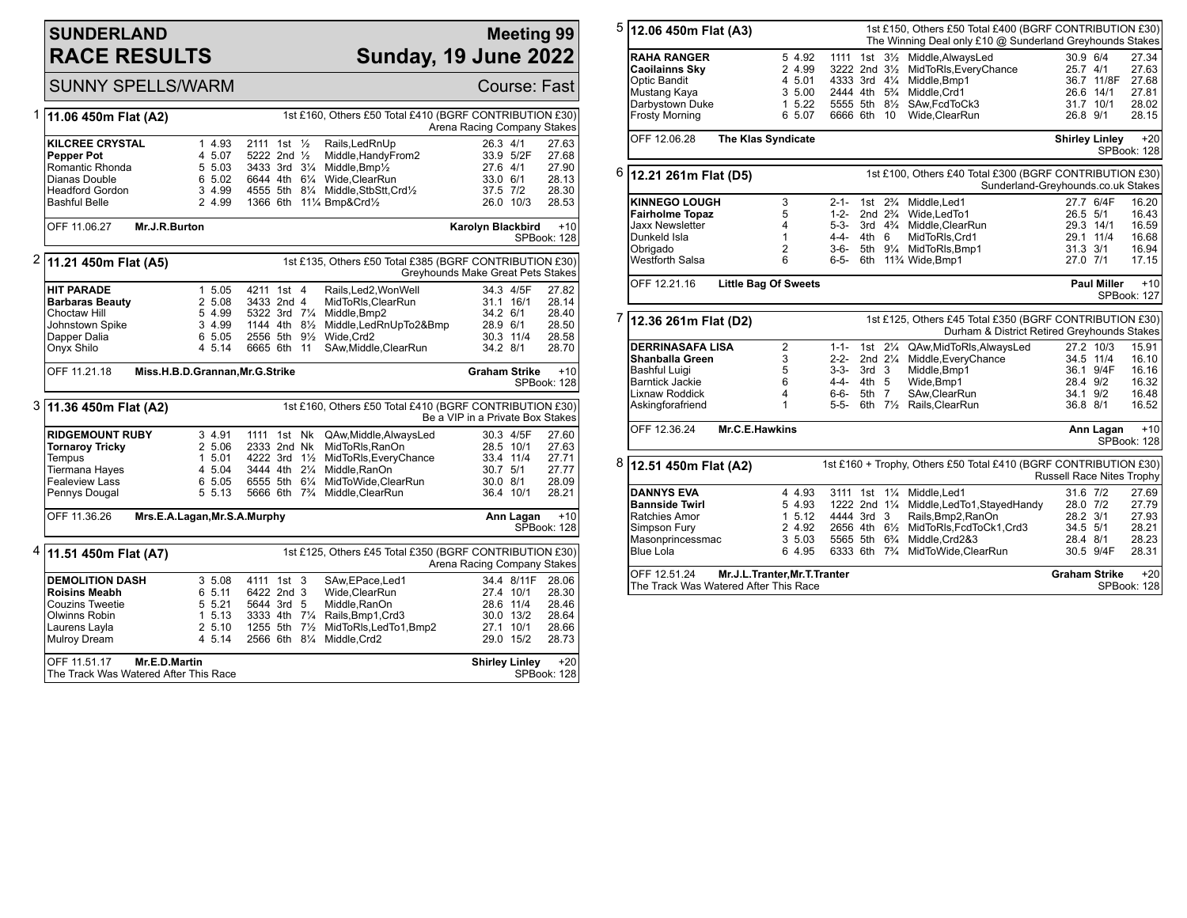# SUNDERLAND RACE RESULTS

## Meeting 99 Sunday, 19 June 2022

SUNNY SPELLS/WARM — Course: Fast

### 1 — 11.06 450m Flat (A2)

1st £160, Others £50 Total £410 (BGRF CONTRIBUTION £30)
Arena Racing Company Stakes

| Greyhound | Trap | Sec | Bends | Pos | Dist | Remarks | Wt | SP | Time |
|---|---|---|---|---|---|---|---|---|---|
| **KILCREE CRYSTAL** | 1 | 4.93 | 2111 | 1st | ½ | Rails,LedRnUp | 26.3 | 4/1 | 27.63 |
| **Pepper Pot** | 4 | 5.07 | 5222 | 2nd | ½ | Middle,HandyFrom2 | 33.9 | 5/2F | 27.68 |
| Romantic Rhonda | 5 | 5.03 | 3433 | 3rd | 3¼ | Middle,Bmp½ | 27.6 | 4/1 | 27.90 |
| Dianas Double | 6 | 5.02 | 6644 | 4th | 6¼ | Wide,ClearRun | 33.0 | 6/1 | 28.13 |
| Headford Gordon | 3 | 4.99 | 4555 | 5th | 8¼ | Middle,StbStt,Crd½ | 37.5 | 7/2 | 28.30 |
| Bashful Belle | 2 | 4.99 | 1366 | 6th | 11¼ | Bmp&Crd½ | 26.0 | 10/3 | 28.53 |

OFF 11.06.27 — Mr.J.R.Burton — Karolyn Blackbird +10 — SPBook: 128

### 2 — 11.21 450m Flat (A5)

1st £135, Others £50 Total £385 (BGRF CONTRIBUTION £30)
Greyhounds Make Great Pets Stakes

| Greyhound | Trap | Sec | Bends | Pos | Dist | Remarks | Wt | SP | Time |
|---|---|---|---|---|---|---|---|---|---|
| **HIT PARADE** | 1 | 5.05 | 4211 | 1st | 4 | Rails,Led2,WonWell | 34.3 | 4/5F | 27.82 |
| **Barbaras Beauty** | 2 | 5.08 | 3433 | 2nd | 4 | MidToRls,ClearRun | 31.1 | 16/1 | 28.14 |
| Choctaw Hill | 5 | 4.99 | 5322 | 3rd | 7¼ | Middle,Bmp2 | 34.2 | 6/1 | 28.40 |
| Johnstown Spike | 3 | 4.99 | 1144 | 4th | 8½ | Middle,LedRnUpTo2&Bmp | 28.9 | 6/1 | 28.50 |
| Dapper Dalia | 6 | 5.05 | 2556 | 5th | 9½ | Wide,Crd2 | 30.3 | 11/4 | 28.58 |
| Onyx Shilo | 4 | 5.14 | 6665 | 6th | 11 | SAw,Middle,ClearRun | 34.2 | 8/1 | 28.70 |

OFF 11.21.18 — Miss.H.B.D.Grannan,Mr.G.Strike — Graham Strike +10 — SPBook: 128

### 3 — 11.36 450m Flat (A2)

1st £160, Others £50 Total £410 (BGRF CONTRIBUTION £30)
Be a VIP in a Private Box Stakes

| Greyhound | Trap | Sec | Bends | Pos | Dist | Remarks | Wt | SP | Time |
|---|---|---|---|---|---|---|---|---|---|
| **RIDGEMOUNT RUBY** | 3 | 4.91 | 1111 | 1st | Nk | QAw,Middle,AlwaysLed | 30.3 | 4/5F | 27.60 |
| **Tornaroy Tricky** | 2 | 5.06 | 2333 | 2nd | Nk | MidToRls,RanOn | 28.5 | 10/1 | 27.63 |
| Tempus | 1 | 5.01 | 4222 | 3rd | 1½ | MidToRls,EveryChance | 33.4 | 11/4 | 27.71 |
| Tiermana Hayes | 4 | 5.04 | 3444 | 4th | 2¼ | Middle,RanOn | 30.7 | 5/1 | 27.77 |
| Fealeview Lass | 6 | 5.05 | 6555 | 5th | 6¼ | MidToWide,ClearRun | 30.0 | 8/1 | 28.09 |
| Pennys Dougal | 5 | 5.13 | 5666 | 6th | 7¾ | Middle,ClearRun | 36.4 | 10/1 | 28.21 |

OFF 11.36.26 — Mrs.E.A.Lagan,Mr.S.A.Murphy — Ann Lagan +10 — SPBook: 128

### 4 — 11.51 450m Flat (A7)

1st £125, Others £45 Total £350 (BGRF CONTRIBUTION £30)
Arena Racing Company Stakes

| Greyhound | Trap | Sec | Bends | Pos | Dist | Remarks | Wt | SP | Time |
|---|---|---|---|---|---|---|---|---|---|
| **DEMOLITION DASH** | 3 | 5.08 | 4111 | 1st | 3 | SAw,EPace,Led1 | 34.4 | 8/11F | 28.06 |
| **Roisins Meabh** | 6 | 5.11 | 6422 | 2nd | 3 | Wide,ClearRun | 27.4 | 10/1 | 28.30 |
| Couzins Tweetie | 5 | 5.21 | 5644 | 3rd | 5 | Middle,RanOn | 28.6 | 11/4 | 28.46 |
| Olwinns Robin | 1 | 5.13 | 3333 | 4th | 7¼ | Rails,Bmp1,Crd3 | 30.0 | 13/2 | 28.64 |
| Laurens Layla | 2 | 5.10 | 1255 | 5th | 7½ | MidToRls,LedTo1,Bmp2 | 27.1 | 10/1 | 28.66 |
| Mulroy Dream | 4 | 5.14 | 2566 | 6th | 8¼ | Middle,Crd2 | 29.0 | 15/2 | 28.73 |

OFF 11.51.17 — Mr.E.D.Martin — Shirley Linley +20 — SPBook: 128
The Track Was Watered After This Race

### 5 — 12.06 450m Flat (A3)

1st £150, Others £50 Total £400 (BGRF CONTRIBUTION £30)
The Winning Deal only £10 @ Sunderland Greyhounds Stakes

| Greyhound | Trap | Sec | Bends | Pos | Dist | Remarks | Wt | SP | Time |
|---|---|---|---|---|---|---|---|---|---|
| **RAHA RANGER** | 5 | 4.92 | 1111 | 1st | 3½ | Middle,AlwaysLed | 30.9 | 6/4 | 27.34 |
| **Caoilainns Sky** | 2 | 4.99 | 3222 | 2nd | 3½ | MidToRls,EveryChance | 25.7 | 4/1 | 27.63 |
| Optic Bandit | 4 | 5.01 | 4333 | 3rd | 4¼ | Middle,Bmp1 | 36.7 | 11/8F | 27.68 |
| Mustang Kaya | 3 | 5.00 | 2444 | 4th | 5¾ | Middle,Crd1 | 26.6 | 14/1 | 27.81 |
| Darbystown Duke | 1 | 5.22 | 5555 | 5th | 8½ | SAw,FcdToCk3 | 31.7 | 10/1 | 28.02 |
| Frosty Morning | 6 | 5.07 | 6666 | 6th | 10 | Wide,ClearRun | 26.8 | 9/1 | 28.15 |

OFF 12.06.28 — The Klas Syndicate — Shirley Linley +20 — SPBook: 128

### 6 — 12.21 261m Flat (D5)

1st £100, Others £40 Total £300 (BGRF CONTRIBUTION £30)
Sunderland-Greyhounds.co.uk Stakes

| Greyhound | Trap | Bends | Pos | Dist | Remarks | Wt | SP | Time |
|---|---|---|---|---|---|---|---|---|
| **KINNEGO LOUGH** | 3 | 2-1- | 1st | 2¾ | Middle,Led1 | 27.7 | 6/4F | 16.20 |
| **Fairholme Topaz** | 5 | 1-2- | 2nd | 2¾ | Wide,LedTo1 | 26.5 | 5/1 | 16.43 |
| Jaxx Newsletter | 4 | 5-3- | 3rd | 4¾ | Middle,ClearRun | 29.3 | 14/1 | 16.59 |
| Dunkeld Isla | 1 | 4-4- | 4th | 6 | MidToRls,Crd1 | 29.1 | 11/4 | 16.68 |
| Obrigado | 2 | 3-6- | 5th | 9¼ | MidToRls,Bmp1 | 31.3 | 3/1 | 16.94 |
| Westforth Salsa | 6 | 6-5- | 6th | 11¾ | Wide,Bmp1 | 27.0 | 7/1 | 17.15 |

OFF 12.21.16 — Little Bag Of Sweets — Paul Miller +10 — SPBook: 127

### 7 — 12.36 261m Flat (D2)

1st £125, Others £45 Total £350 (BGRF CONTRIBUTION £30)
Durham & District Retired Greyhounds Stakes

| Greyhound | Trap | Bends | Pos | Dist | Remarks | Wt | SP | Time |
|---|---|---|---|---|---|---|---|---|
| **DERRINASAFA LISA** | 2 | 1-1- | 1st | 2¼ | QAw,MidToRls,AlwaysLed | 27.2 | 10/3 | 15.91 |
| **Shanballa Green** | 3 | 2-2- | 2nd | 2¼ | Middle,EveryChance | 34.5 | 11/4 | 16.10 |
| Bashful Luigi | 5 | 3-3- | 3rd | 3 | Middle,Bmp1 | 36.1 | 9/4F | 16.16 |
| Barntick Jackie | 6 | 4-4- | 4th | 5 | Wide,Bmp1 | 28.4 | 9/2 | 16.32 |
| Lixnaw Roddick | 4 | 6-6- | 5th | 7 | SAw,ClearRun | 34.1 | 9/2 | 16.48 |
| Askingforafriend | 1 | 5-5- | 6th | 7½ | Rails,ClearRun | 36.8 | 8/1 | 16.52 |

OFF 12.36.24 — Mr.C.E.Hawkins — Ann Lagan +10 — SPBook: 128

### 8 — 12.51 450m Flat (A2)

1st £160 + Trophy, Others £50 Total £410 (BGRF CONTRIBUTION £30)
Russell Race Nites Trophy

| Greyhound | Trap | Sec | Bends | Pos | Dist | Remarks | Wt | SP | Time |
|---|---|---|---|---|---|---|---|---|---|
| **DANNYS EVA** | 4 | 4.93 | 3111 | 1st | 1¼ | Middle,Led1 | 31.6 | 7/2 | 27.69 |
| **Bannside Twirl** | 5 | 4.93 | 1222 | 2nd | 1¼ | Middle,LedTo1,StayedHandy | 28.0 | 7/2 | 27.79 |
| Ratchies Amor | 1 | 5.12 | 4444 | 3rd | 3 | Rails,Bmp2,RanOn | 28.2 | 3/1 | 27.93 |
| Simpson Fury | 2 | 4.92 | 2656 | 4th | 6½ | MidToRls,FcdToCk1,Crd3 | 34.5 | 5/1 | 28.21 |
| Masonprincessmac | 3 | 5.03 | 5565 | 5th | 6¾ | Middle,Crd2&3 | 28.4 | 8/1 | 28.23 |
| Blue Lola | 6 | 4.95 | 6333 | 6th | 7¾ | MidToWide,ClearRun | 30.5 | 9/4F | 28.31 |

OFF 12.51.24 — Mr.J.L.Tranter,Mr.T.Tranter — Graham Strike +20 — SPBook: 128
The Track Was Watered After This Race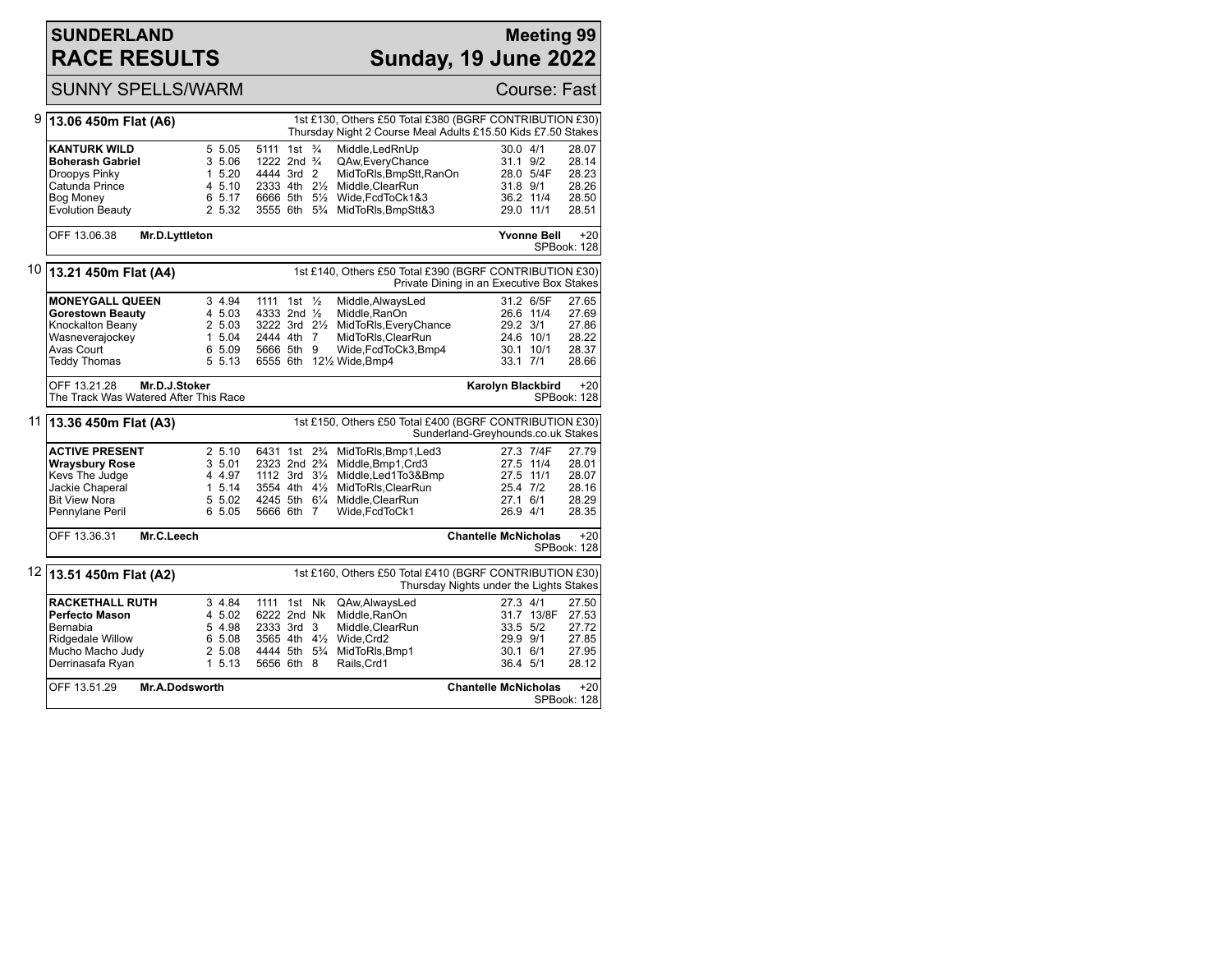# SUNDERLAND RACE RESULTS

## Meeting 99 — Sunday, 19 June 2022

SUNNY SPELLS/WARM — Course: Fast

### 9 — 13.06 450m Flat (A6)

1st £130, Others £50 Total £380 (BGRF CONTRIBUTION £30)
Thursday Night 2 Course Meal Adults £15.50 Kids £7.50 Stakes

| | | | | | | | | | |
|---|---|---|---|---|---|---|---|---|---|
| **KANTURK WILD** | 5 | 5.05 | 5111 | 1st | ¾ | Middle,LedRnUp | 30.0 | 4/1 | 28.07 |
| **Boherash Gabriel** | 3 | 5.06 | 1222 | 2nd | ¾ | QAw,EveryChance | 31.1 | 9/2 | 28.14 |
| Droopys Pinky | 1 | 5.20 | 4444 | 3rd | 2 | MidToRls,BmpStt,RanOn | 28.0 | 5/4F | 28.23 |
| Catunda Prince | 4 | 5.10 | 2333 | 4th | 2½ | Middle,ClearRun | 31.8 | 9/1 | 28.26 |
| Bog Money | 6 | 5.17 | 6666 | 5th | 5½ | Wide,FcdToCk1&3 | 36.2 | 11/4 | 28.50 |
| Evolution Beauty | 2 | 5.32 | 3555 | 6th | 5¾ | MidToRls,BmpStt&3 | 29.0 | 11/1 | 28.51 |

OFF 13.06.38 **Mr.D.Lyttleton** — **Yvonne Bell** +20 — SPBook: 128

### 10 — 13.21 450m Flat (A4)

1st £140, Others £50 Total £390 (BGRF CONTRIBUTION £30)
Private Dining in an Executive Box Stakes

| | | | | | | | | | |
|---|---|---|---|---|---|---|---|---|---|
| **MONEYGALL QUEEN** | 3 | 4.94 | 1111 | 1st | ½ | Middle,AlwaysLed | 31.2 | 6/5F | 27.65 |
| **Gorestown Beauty** | 4 | 5.03 | 4333 | 2nd | ½ | Middle,RanOn | 26.6 | 11/4 | 27.69 |
| Knockalton Beany | 2 | 5.03 | 3222 | 3rd | 2½ | MidToRls,EveryChance | 29.2 | 3/1 | 27.86 |
| Wasneverajockey | 1 | 5.04 | 2444 | 4th | 7 | MidToRls,ClearRun | 24.6 | 10/1 | 28.22 |
| Avas Court | 6 | 5.09 | 5666 | 5th | 9 | Wide,FcdToCk3,Bmp4 | 30.1 | 10/1 | 28.37 |
| Teddy Thomas | 5 | 5.13 | 6555 | 6th | 12½ | Wide,Bmp4 | 33.1 | 7/1 | 28.66 |

OFF 13.21.28 **Mr.D.J.Stoker** — **Karolyn Blackbird** +20 — SPBook: 128
The Track Was Watered After This Race

### 11 — 13.36 450m Flat (A3)

1st £150, Others £50 Total £400 (BGRF CONTRIBUTION £30)
Sunderland-Greyhounds.co.uk Stakes

| | | | | | | | | | |
|---|---|---|---|---|---|---|---|---|---|
| **ACTIVE PRESENT** | 2 | 5.10 | 6431 | 1st | 2¾ | MidToRls,Bmp1,Led3 | 27.3 | 7/4F | 27.79 |
| **Wraysbury Rose** | 3 | 5.01 | 2323 | 2nd | 2¾ | Middle,Bmp1,Crd3 | 27.5 | 11/4 | 28.01 |
| Kevs The Judge | 4 | 4.97 | 1112 | 3rd | 3½ | Middle,Led1To3&Bmp | 27.5 | 11/1 | 28.07 |
| Jackie Chaperal | 1 | 5.14 | 3554 | 4th | 4½ | MidToRls,ClearRun | 25.4 | 7/2 | 28.16 |
| Bit View Nora | 5 | 5.02 | 4245 | 5th | 6¼ | Middle,ClearRun | 27.1 | 6/1 | 28.29 |
| Pennylane Peril | 6 | 5.05 | 5666 | 6th | 7 | Wide,FcdToCk1 | 26.9 | 4/1 | 28.35 |

OFF 13.36.31 **Mr.C.Leech** — **Chantelle McNicholas** +20 — SPBook: 128

### 12 — 13.51 450m Flat (A2)

1st £160, Others £50 Total £410 (BGRF CONTRIBUTION £30)
Thursday Nights under the Lights Stakes

| | | | | | | | | | |
|---|---|---|---|---|---|---|---|---|---|
| **RACKETHALL RUTH** | 3 | 4.84 | 1111 | 1st | Nk | QAw,AlwaysLed | 27.3 | 4/1 | 27.50 |
| **Perfecto Mason** | 4 | 5.02 | 6222 | 2nd | Nk | Middle,RanOn | 31.7 | 13/8F | 27.53 |
| Bernabia | 5 | 4.98 | 2333 | 3rd | 3 | Middle,ClearRun | 33.5 | 5/2 | 27.72 |
| Ridgedale Willow | 6 | 5.08 | 3565 | 4th | 4½ | Wide,Crd2 | 29.9 | 9/1 | 27.85 |
| Mucho Macho Judy | 2 | 5.08 | 4444 | 5th | 5¾ | MidToRls,Bmp1 | 30.1 | 6/1 | 27.95 |
| Derrinasafa Ryan | 1 | 5.13 | 5656 | 6th | 8 | Rails,Crd1 | 36.4 | 5/1 | 28.12 |

OFF 13.51.29 **Mr.A.Dodsworth** — **Chantelle McNicholas** +20 — SPBook: 128